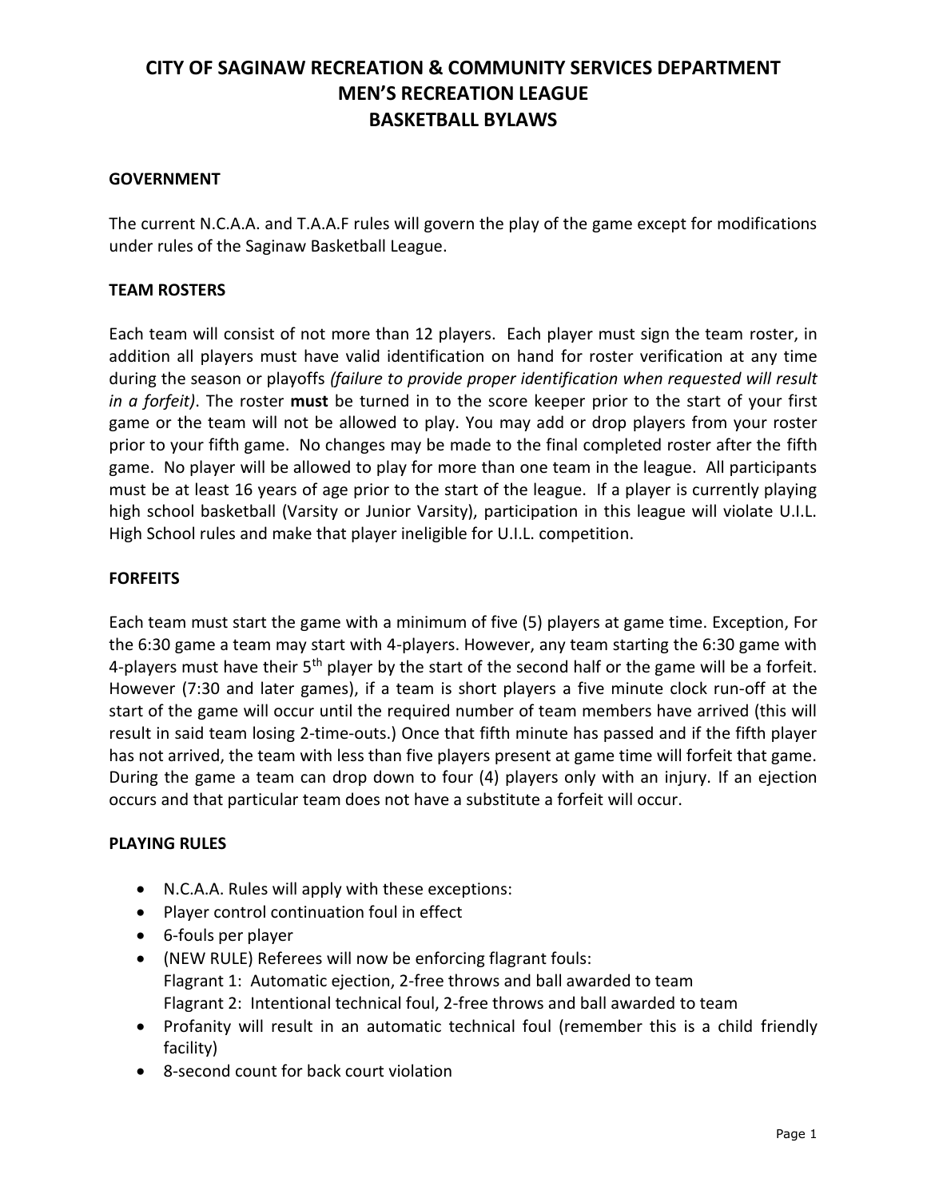# CITY OF SAGINAW RECREATION & COMMUNITY SERVICES DEPARTMENT
# MEN'S RECREATION LEAGUE
# BASKETBALL BYLAWS

## GOVERNMENT

The current N.C.A.A. and T.A.A.F rules will govern the play of the game except for modifications under rules of the Saginaw Basketball League.

## TEAM ROSTERS

Each team will consist of not more than 12 players. Each player must sign the team roster, in addition all players must have valid identification on hand for roster verification at any time during the season or playoffs *(failure to provide proper identification when requested will result in a forfeit)*. The roster **must** be turned in to the score keeper prior to the start of your first game or the team will not be allowed to play. You may add or drop players from your roster prior to your fifth game. No changes may be made to the final completed roster after the fifth game. No player will be allowed to play for more than one team in the league. All participants must be at least 16 years of age prior to the start of the league. If a player is currently playing high school basketball (Varsity or Junior Varsity), participation in this league will violate U.I.L. High School rules and make that player ineligible for U.I.L. competition.

## FORFEITS

Each team must start the game with a minimum of five (5) players at game time. Exception, For the 6:30 game a team may start with 4-players. However, any team starting the 6:30 game with 4-players must have their 5th player by the start of the second half or the game will be a forfeit. However (7:30 and later games), if a team is short players a five minute clock run-off at the start of the game will occur until the required number of team members have arrived (this will result in said team losing 2-time-outs.) Once that fifth minute has passed and if the fifth player has not arrived, the team with less than five players present at game time will forfeit that game. During the game a team can drop down to four (4) players only with an injury. If an ejection occurs and that particular team does not have a substitute a forfeit will occur.

## PLAYING RULES

- N.C.A.A. Rules will apply with these exceptions:
- Player control continuation foul in effect
- 6-fouls per player
- (NEW RULE) Referees will now be enforcing flagrant fouls:
  Flagrant 1: Automatic ejection, 2-free throws and ball awarded to team
  Flagrant 2: Intentional technical foul, 2-free throws and ball awarded to team
- Profanity will result in an automatic technical foul (remember this is a child friendly facility)
- 8-second count for back court violation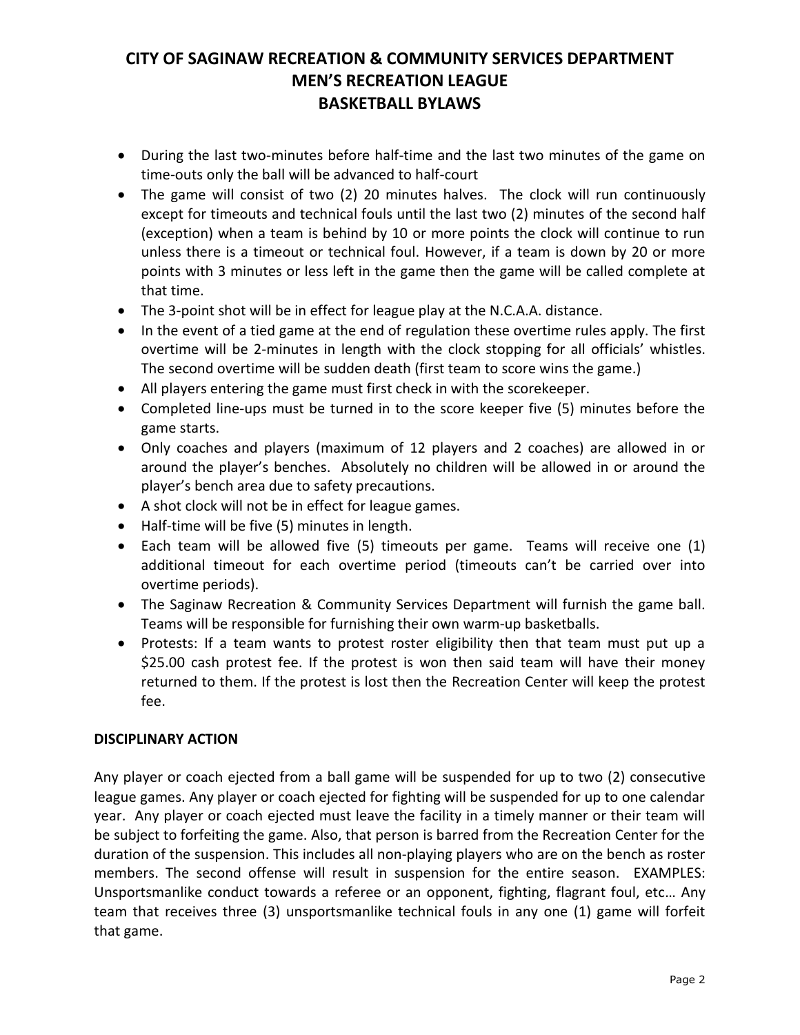- During the last two-minutes before half-time and the last two minutes of the game on time-outs only the ball will be advanced to half-court
- The game will consist of two (2) 20 minutes halves. The clock will run continuously except for timeouts and technical fouls until the last two (2) minutes of the second half (exception) when a team is behind by 10 or more points the clock will continue to run unless there is a timeout or technical foul. However, if a team is down by 20 or more points with 3 minutes or less left in the game then the game will be called complete at that time.
- The 3-point shot will be in effect for league play at the N.C.A.A. distance.
- In the event of a tied game at the end of regulation these overtime rules apply. The first overtime will be 2-minutes in length with the clock stopping for all officials' whistles. The second overtime will be sudden death (first team to score wins the game.)
- All players entering the game must first check in with the scorekeeper.
- Completed line-ups must be turned in to the score keeper five (5) minutes before the game starts.
- Only coaches and players (maximum of 12 players and 2 coaches) are allowed in or around the player's benches. Absolutely no children will be allowed in or around the player's bench area due to safety precautions.
- A shot clock will not be in effect for league games.
- Half-time will be five (5) minutes in length.
- Each team will be allowed five (5) timeouts per game. Teams will receive one (1) additional timeout for each overtime period (timeouts can't be carried over into overtime periods).
- The Saginaw Recreation & Community Services Department will furnish the game ball. Teams will be responsible for furnishing their own warm-up basketballs.
- Protests: If a team wants to protest roster eligibility then that team must put up a $25.00 cash protest fee. If the protest is won then said team will have their money returned to them. If the protest is lost then the Recreation Center will keep the protest fee.

## DISCIPLINARY ACTION

Any player or coach ejected from a ball game will be suspended for up to two (2) consecutive league games. Any player or coach ejected for fighting will be suspended for up to one calendar year. Any player or coach ejected must leave the facility in a timely manner or their team will be subject to forfeiting the game. Also, that person is barred from the Recreation Center for the duration of the suspension. This includes all non-playing players who are on the bench as roster members. The second offense will result in suspension for the entire season. EXAMPLES: Unsportsmanlike conduct towards a referee or an opponent, fighting, flagrant foul, etc… Any team that receives three (3) unsportsmanlike technical fouls in any one (1) game will forfeit that game.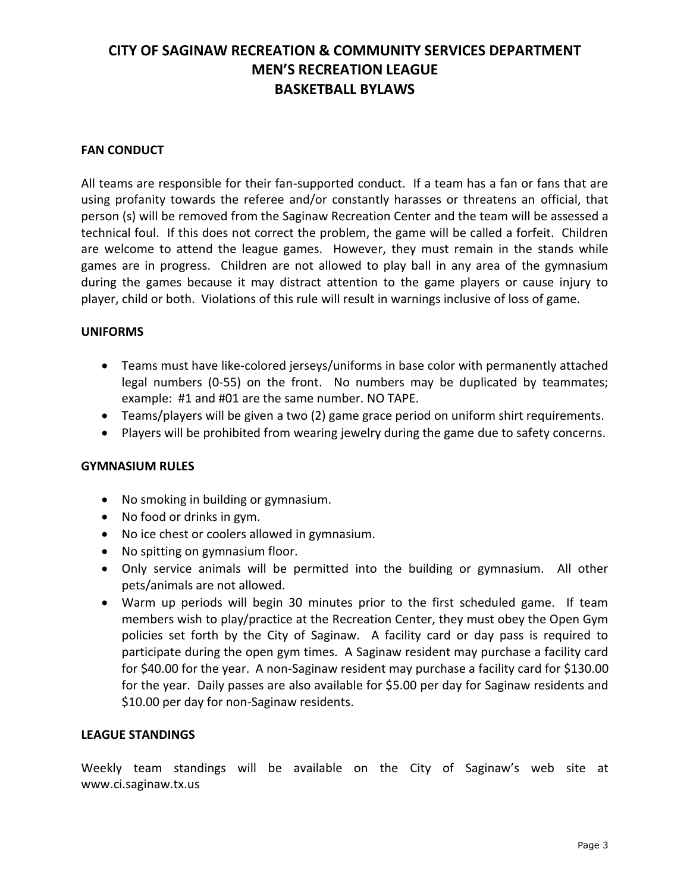# CITY OF SAGINAW RECREATION & COMMUNITY SERVICES DEPARTMENT
# MEN'S RECREATION LEAGUE
# BASKETBALL BYLAWS

## FAN CONDUCT

All teams are responsible for their fan-supported conduct. If a team has a fan or fans that are using profanity towards the referee and/or constantly harasses or threatens an official, that person (s) will be removed from the Saginaw Recreation Center and the team will be assessed a technical foul. If this does not correct the problem, the game will be called a forfeit. Children are welcome to attend the league games. However, they must remain in the stands while games are in progress. Children are not allowed to play ball in any area of the gymnasium during the games because it may distract attention to the game players or cause injury to player, child or both. Violations of this rule will result in warnings inclusive of loss of game.

## UNIFORMS

- Teams must have like-colored jerseys/uniforms in base color with permanently attached legal numbers (0-55) on the front. No numbers may be duplicated by teammates; example: #1 and #01 are the same number. NO TAPE.
- Teams/players will be given a two (2) game grace period on uniform shirt requirements.
- Players will be prohibited from wearing jewelry during the game due to safety concerns.

## GYMNASIUM RULES

- No smoking in building or gymnasium.
- No food or drinks in gym.
- No ice chest or coolers allowed in gymnasium.
- No spitting on gymnasium floor.
- Only service animals will be permitted into the building or gymnasium. All other pets/animals are not allowed.
- Warm up periods will begin 30 minutes prior to the first scheduled game. If team members wish to play/practice at the Recreation Center, they must obey the Open Gym policies set forth by the City of Saginaw. A facility card or day pass is required to participate during the open gym times. A Saginaw resident may purchase a facility card for $40.00 for the year. A non-Saginaw resident may purchase a facility card for $130.00 for the year. Daily passes are also available for $5.00 per day for Saginaw residents and $10.00 per day for non-Saginaw residents.

## LEAGUE STANDINGS

Weekly team standings will be available on the City of Saginaw's web site at www.ci.saginaw.tx.us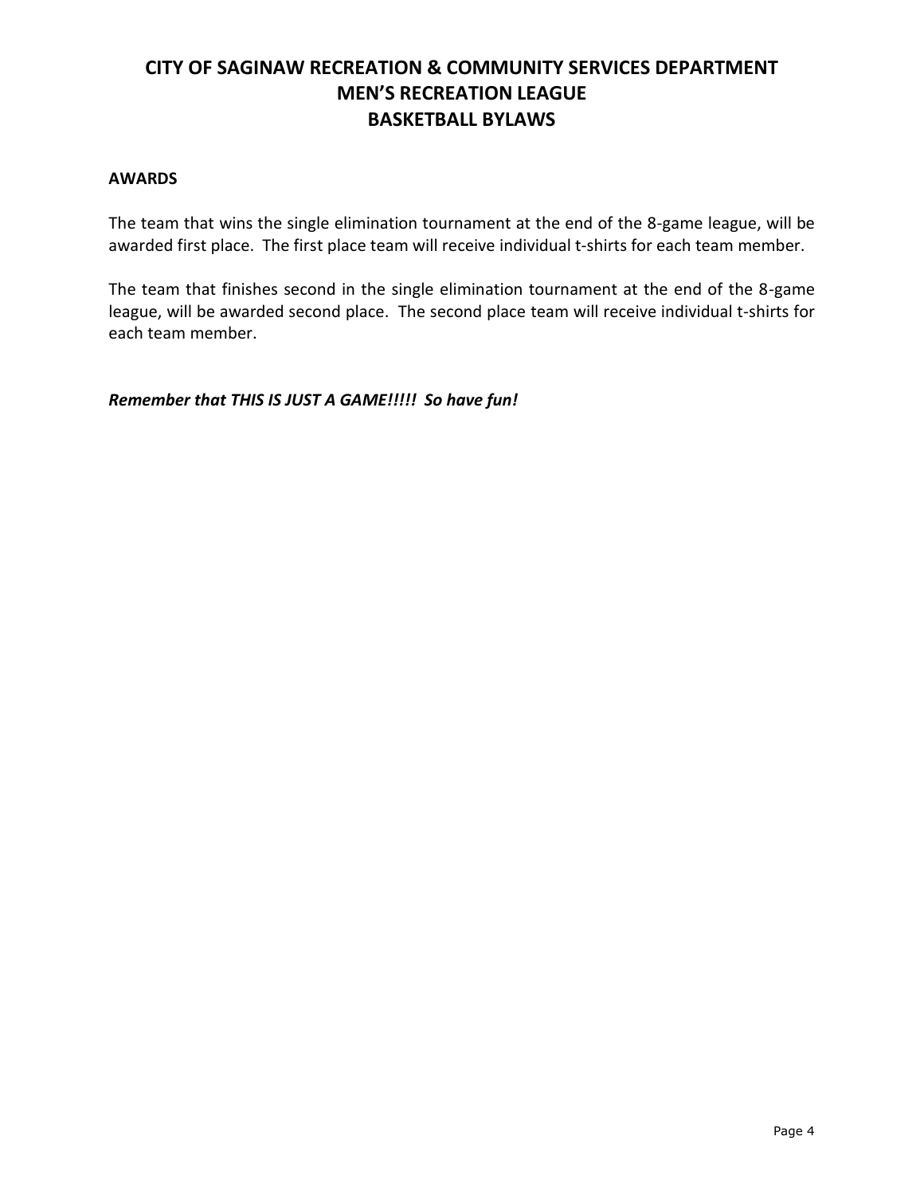# CITY OF SAGINAW RECREATION & COMMUNITY SERVICES DEPARTMENT
# MEN'S RECREATION LEAGUE
# BASKETBALL BYLAWS

## AWARDS

The team that wins the single elimination tournament at the end of the 8-game league, will be awarded first place. The first place team will receive individual t-shirts for each team member.

The team that finishes second in the single elimination tournament at the end of the 8-game league, will be awarded second place. The second place team will receive individual t-shirts for each team member.

***Remember that THIS IS JUST A GAME!!!!! So have fun!***